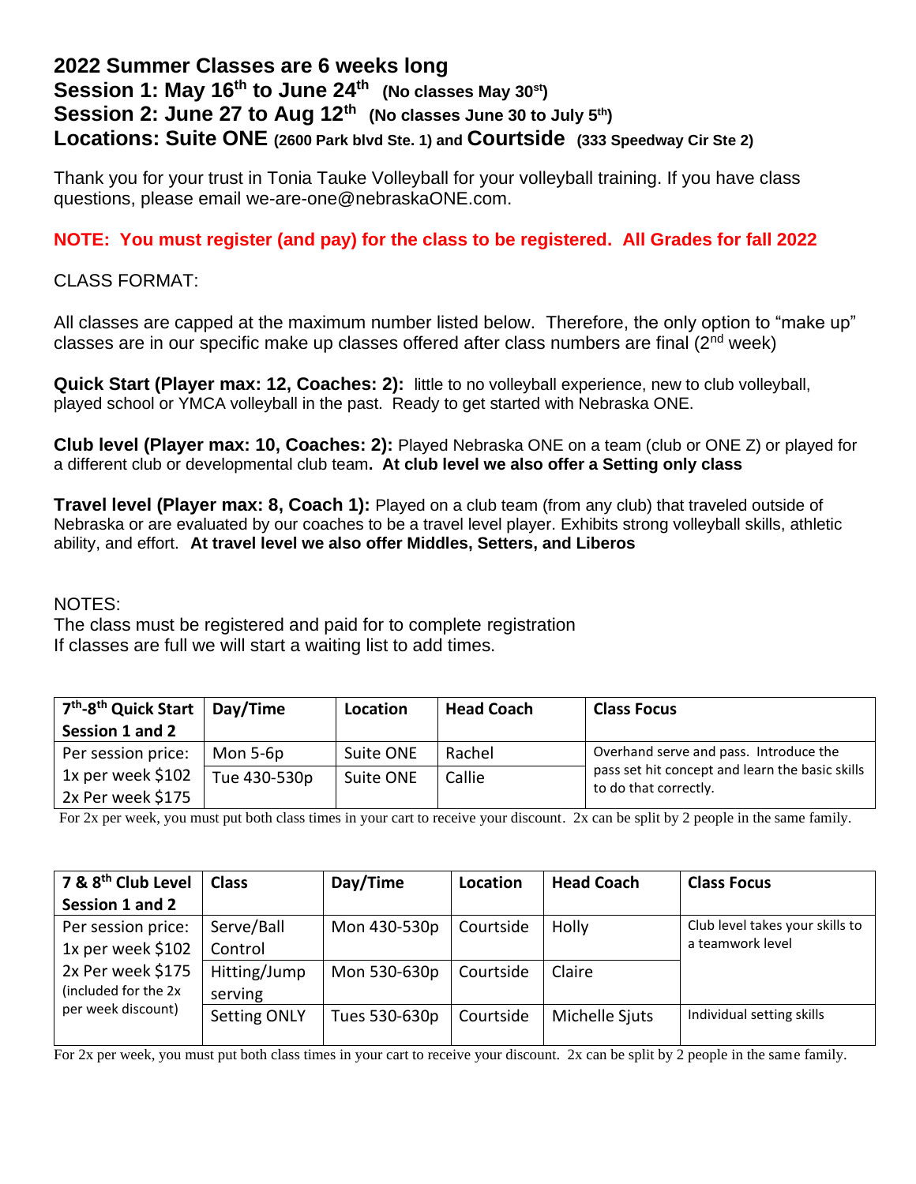## 2022 Summer Classes are 6 weeks long

## Session 1: May 16th to June 24th (No classes May 30st)

## Session 2: June 27 to Aug 12th (No classes June 30 to July 5th)

## Locations: Suite ONE (2600 Park blvd Ste. 1) and Courtside (333 Speedway Cir Ste 2)

Thank you for your trust in Tonia Tauke Volleyball for your volleyball training. If you have class questions, please email we-are-one@nebraskaONE.com.

**NOTE: You must register (and pay) for the class to be registered. All Grades for fall 2022**

CLASS FORMAT:

All classes are capped at the maximum number listed below. Therefore, the only option to "make up" classes are in our specific make up classes offered after class numbers are final (2nd week)

**Quick Start (Player max: 12, Coaches: 2):** little to no volleyball experience, new to club volleyball, played school or YMCA volleyball in the past. Ready to get started with Nebraska ONE.

**Club level (Player max: 10, Coaches: 2):** Played Nebraska ONE on a team (club or ONE Z) or played for a different club or developmental club team. **At club level we also offer a Setting only class**

**Travel level (Player max: 8, Coach 1):** Played on a club team (from any club) that traveled outside of Nebraska or are evaluated by our coaches to be a travel level player. Exhibits strong volleyball skills, athletic ability, and effort. **At travel level we also offer Middles, Setters, and Liberos**

NOTES:
The class must be registered and paid for to complete registration
If classes are full we will start a waiting list to add times.

| 7th-8th Quick Start Session 1 and 2 | Day/Time | Location | Head Coach | Class Focus |
|---|---|---|---|---|
| Per session price: 1x per week $102 2x Per week $175 | Mon 5-6p | Suite ONE | Rachel | Overhand serve and pass. Introduce the pass set hit concept and learn the basic skills to do that correctly. |
| | Tue 430-530p | Suite ONE | Callie | |

For 2x per week, you must put both class times in your cart to receive your discount. 2x can be split by 2 people in the same family.

| 7 & 8th Club Level Session 1 and 2 | Class | Day/Time | Location | Head Coach | Class Focus |
|---|---|---|---|---|---|
| Per session price: 1x per week $102 2x Per week $175 (included for the 2x per week discount) | Serve/Ball Control | Mon 430-530p | Courtside | Holly | Club level takes your skills to a teamwork level |
| | Hitting/Jump serving | Mon 530-630p | Courtside | Claire | |
| | Setting ONLY | Tues 530-630p | Courtside | Michelle Sjuts | Individual setting skills |

For 2x per week, you must put both class times in your cart to receive your discount. 2x can be split by 2 people in the same family.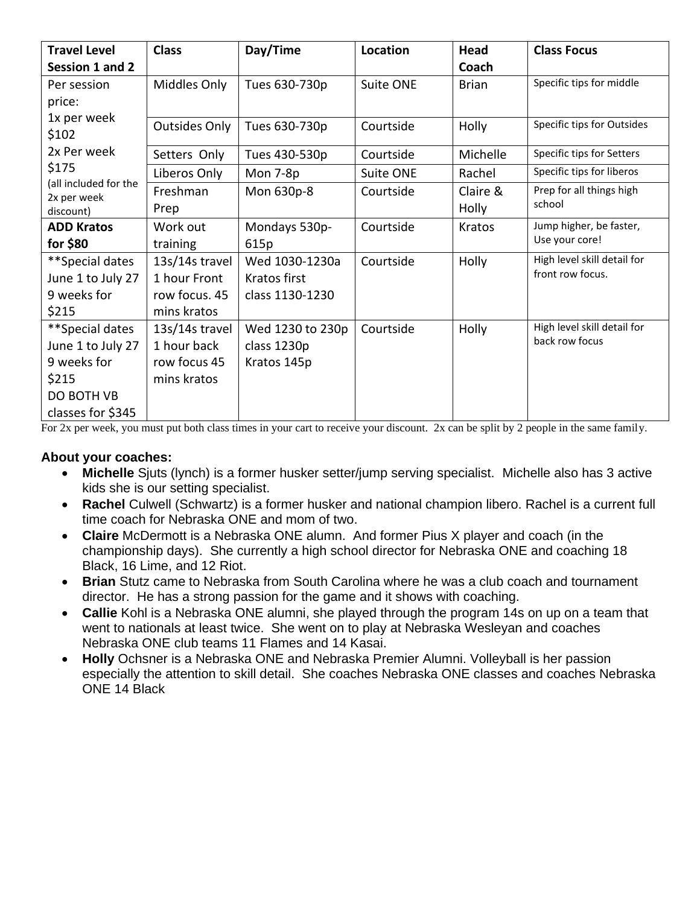| **Travel Level Session 1 and 2** | **Class** | **Day/Time** | **Location** | **Head Coach** | **Class Focus** |
|---|---|---|---|---|---|
| Per session price: 1x per week $102 2x Per week $175 (all included for the 2x per week discount) | Middles Only | Tues 630-730p | Suite ONE | Brian | Specific tips for middle |
| | Outsides Only | Tues 630-730p | Courtside | Holly | Specific tips for Outsides |
| | Setters Only | Tues 430-530p | Courtside | Michelle | Specific tips for Setters |
| | Liberos Only | Mon 7-8p | Suite ONE | Rachel | Specific tips for liberos |
| | Freshman Prep | Mon 630p-8 | Courtside | Claire & Holly | Prep for all things high school |
| **ADD Kratos for $80** | Work out training | Mondays 530p-615p | Courtside | Kratos | Jump higher, be faster, Use your core! |
| **Special dates June 1 to July 27 9 weeks for $215 | 13s/14s travel 1 hour Front row focus. 45 mins kratos | Wed 1030-1230a Kratos first class 1130-1230 | Courtside | Holly | High level skill detail for front row focus. |
| **Special dates June 1 to July 27 9 weeks for $215 DO BOTH VB classes for $345 | 13s/14s travel 1 hour back row focus 45 mins kratos | Wed 1230 to 230p class 1230p Kratos 145p | Courtside | Holly | High level skill detail for back row focus |

For 2x per week, you must put both class times in your cart to receive your discount. 2x can be split by 2 people in the same family.

**About your coaches:**

- **Michelle** Sjuts (lynch) is a former husker setter/jump serving specialist. Michelle also has 3 active kids she is our setting specialist.
- **Rachel** Culwell (Schwartz) is a former husker and national champion libero. Rachel is a current full time coach for Nebraska ONE and mom of two.
- **Claire** McDermott is a Nebraska ONE alumn. And former Pius X player and coach (in the championship days). She currently a high school director for Nebraska ONE and coaching 18 Black, 16 Lime, and 12 Riot.
- **Brian** Stutz came to Nebraska from South Carolina where he was a club coach and tournament director. He has a strong passion for the game and it shows with coaching.
- **Callie** Kohl is a Nebraska ONE alumni, she played through the program 14s on up on a team that went to nationals at least twice. She went on to play at Nebraska Wesleyan and coaches Nebraska ONE club teams 11 Flames and 14 Kasai.
- **Holly** Ochsner is a Nebraska ONE and Nebraska Premier Alumni. Volleyball is her passion especially the attention to skill detail. She coaches Nebraska ONE classes and coaches Nebraska ONE 14 Black